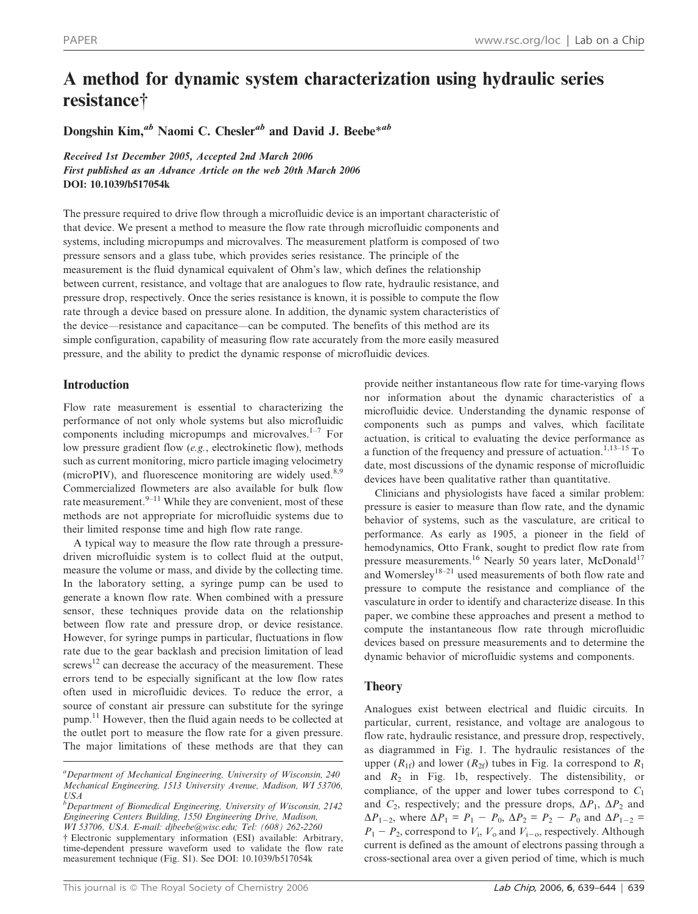# A method for dynamic system characterization using hydraulic series resistance†

**Dongshin Kim,[ab] Naomi C. Chesler[ab] and David J. Beebe*[ab]**

*Received 1st December 2005, Accepted 2nd March 2006*
*First published as an Advance Article on the web 20th March 2006*
**DOI: 10.1039/b517054k**

The pressure required to drive flow through a microfluidic device is an important characteristic of that device. We present a method to measure the flow rate through microfluidic components and systems, including micropumps and microvalves. The measurement platform is composed of two pressure sensors and a glass tube, which provides series resistance. The principle of the measurement is the fluid dynamical equivalent of Ohm's law, which defines the relationship between current, resistance, and voltage that are analogues to flow rate, hydraulic resistance, and pressure drop, respectively. Once the series resistance is known, it is possible to compute the flow rate through a device based on pressure alone. In addition, the dynamic system characteristics of the device—resistance and capacitance—can be computed. The benefits of this method are its simple configuration, capability of measuring flow rate accurately from the more easily measured pressure, and the ability to predict the dynamic response of microfluidic devices.

## Introduction

Flow rate measurement is essential to characterizing the performance of not only whole systems but also microfluidic components including micropumps and microvalves.[1–7] For low pressure gradient flow (*e.g.*, electrokinetic flow), methods such as current monitoring, micro particle imaging velocimetry (microPIV), and fluorescence monitoring are widely used.[8,9] Commercialized flowmeters are also available for bulk flow rate measurement.[9–11] While they are convenient, most of these methods are not appropriate for microfluidic systems due to their limited response time and high flow rate range.

A typical way to measure the flow rate through a pressure-driven microfluidic system is to collect fluid at the output, measure the volume or mass, and divide by the collecting time. In the laboratory setting, a syringe pump can be used to generate a known flow rate. When combined with a pressure sensor, these techniques provide data on the relationship between flow rate and pressure drop, or device resistance. However, for syringe pumps in particular, fluctuations in flow rate due to the gear backlash and precision limitation of lead screws[12] can decrease the accuracy of the measurement. These errors tend to be especially significant at the low flow rates often used in microfluidic devices. To reduce the error, a source of constant air pressure can substitute for the syringe pump.[11] However, then the fluid again needs to be collected at the outlet port to measure the flow rate for a given pressure. The major limitations of these methods are that they can provide neither instantaneous flow rate for time-varying flows nor information about the dynamic characteristics of a microfluidic device. Understanding the dynamic response of components such as pumps and valves, which facilitate actuation, is critical to evaluating the device performance as a function of the frequency and pressure of actuation.[1,13–15] To date, most discussions of the dynamic response of microfluidic devices have been qualitative rather than quantitative.

Clinicians and physiologists have faced a similar problem: pressure is easier to measure than flow rate, and the dynamic behavior of systems, such as the vasculature, are critical to performance. As early as 1905, a pioneer in the field of hemodynamics, Otto Frank, sought to predict flow rate from pressure measurements.[16] Nearly 50 years later, McDonald[17] and Womersley[18–21] used measurements of both flow rate and pressure to compute the resistance and compliance of the vasculature in order to identify and characterize disease. In this paper, we combine these approaches and present a method to compute the instantaneous flow rate through microfluidic devices based on pressure measurements and to determine the dynamic behavior of microfluidic systems and components.

## Theory

Analogues exist between electrical and fluidic circuits. In particular, current, resistance, and voltage are analogous to flow rate, hydraulic resistance, and pressure drop, respectively, as diagrammed in Fig. 1. The hydraulic resistances of the upper ($R_{1f}$) and lower ($R_{2f}$) tubes in Fig. 1a correspond to $R_1$ and $R_2$ in Fig. 1b, respectively. The distensibility, or compliance, of the upper and lower tubes correspond to $C_1$ and $C_2$, respectively; and the pressure drops, $\Delta P_1$, $\Delta P_2$ and $\Delta P_{1-2}$, where $\Delta P_1 = P_1 - P_0$, $\Delta P_2 = P_2 - P_0$ and $\Delta P_{1-2} = P_1 - P_2$, correspond to $V_i$, $V_o$ and $V_{i-o}$, respectively. Although current is defined as the amount of electrons passing through a cross-sectional area over a given period of time, which is much

[a]Department of Mechanical Engineering, University of Wisconsin, 240 Mechanical Engineering, 1513 University Avenue, Madison, WI 53706, USA
[b]Department of Biomedical Engineering, University of Wisconsin, 2142 Engineering Centers Building, 1550 Engineering Drive, Madison, WI 53706, USA. E-mail: djbeebe@wisc.edu; Tel: (608) 262-2260
† Electronic supplementary information (ESI) available: Arbitrary, time-dependent pressure waveform used to validate the flow rate measurement technique (Fig. S1). See DOI: 10.1039/b517054k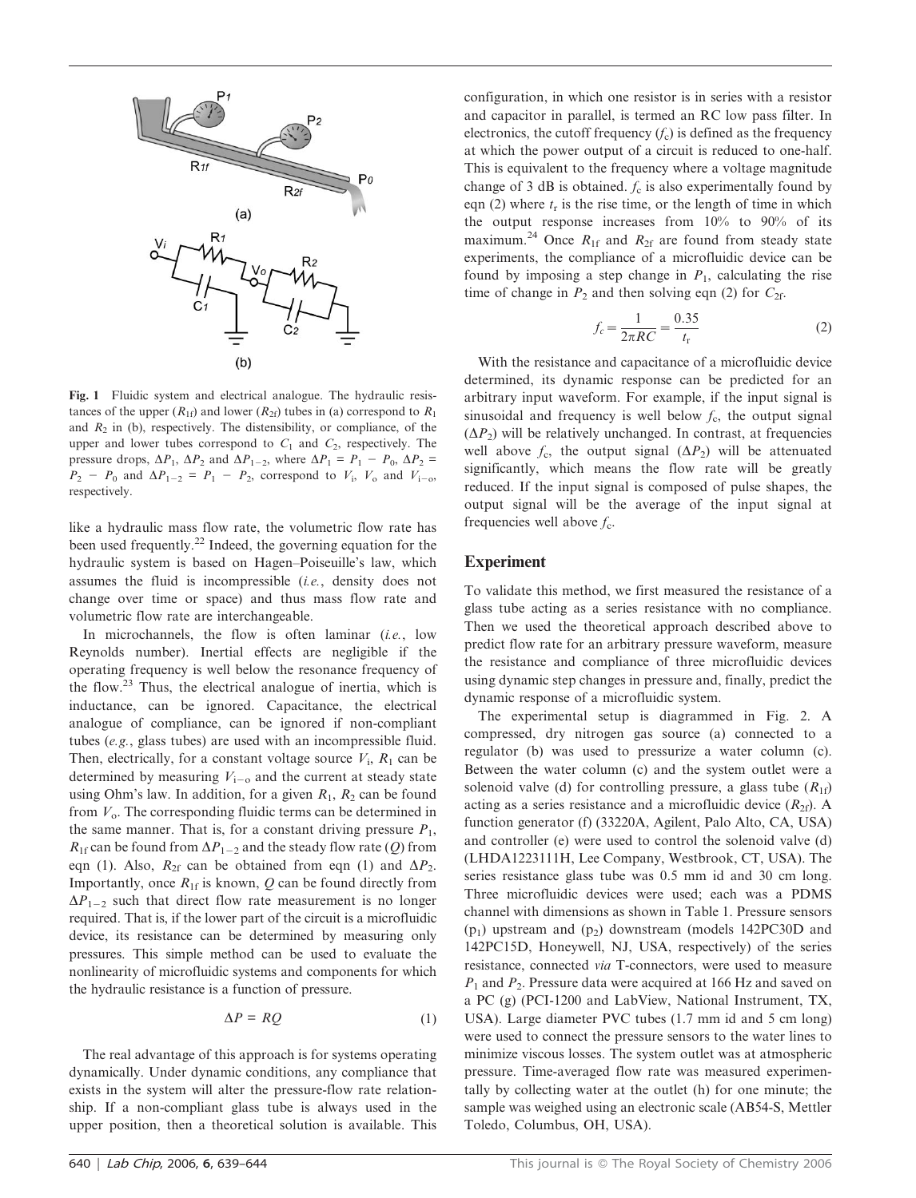**Fig. 1** Fluidic system and electrical analogue. The hydraulic resistances of the upper ($R_{1f}$) and lower ($R_{2f}$) tubes in (a) correspond to $R_1$ and $R_2$ in (b), respectively. The distensibility, or compliance, of the upper and lower tubes correspond to $C_1$ and $C_2$, respectively. The pressure drops, $\Delta P_1$, $\Delta P_2$ and $\Delta P_{1-2}$, where $\Delta P_1 = P_1 - P_0$, $\Delta P_2 = P_2 - P_0$ and $\Delta P_{1-2} = P_1 - P_2$, correspond to $V_i$, $V_o$ and $V_{i-o}$, respectively.

like a hydraulic mass flow rate, the volumetric flow rate has been used frequently.[22] Indeed, the governing equation for the hydraulic system is based on Hagen–Poiseuille's law, which assumes the fluid is incompressible (*i.e.*, density does not change over time or space) and thus mass flow rate and volumetric flow rate are interchangeable.

In microchannels, the flow is often laminar (*i.e.*, low Reynolds number). Inertial effects are negligible if the operating frequency is well below the resonance frequency of the flow.[23] Thus, the electrical analogue of inertia, which is inductance, can be ignored. Capacitance, the electrical analogue of compliance, can be ignored if non-compliant tubes (*e.g.*, glass tubes) are used with an incompressible fluid. Then, electrically, for a constant voltage source $V_i$, $R_1$ can be determined by measuring $V_{i-o}$ and the current at steady state using Ohm's law. In addition, for a given $R_1$, $R_2$ can be found from $V_o$. The corresponding fluidic terms can be determined in the same manner. That is, for a constant driving pressure $P_1$, $R_{1f}$ can be found from $\Delta P_{1-2}$ and the steady flow rate ($Q$) from eqn (1). Also, $R_{2f}$ can be obtained from eqn (1) and $\Delta P_2$. Importantly, once $R_{1f}$ is known, $Q$ can be found directly from $\Delta P_{1-2}$ such that direct flow rate measurement is no longer required. That is, if the lower part of the circuit is a microfluidic device, its resistance can be determined by measuring only pressures. This simple method can be used to evaluate the nonlinearity of microfluidic systems and components for which the hydraulic resistance is a function of pressure.

$$\Delta P = RQ \tag{1}$$

The real advantage of this approach is for systems operating dynamically. Under dynamic conditions, any compliance that exists in the system will alter the pressure-flow rate relationship. If a non-compliant glass tube is always used in the upper position, then a theoretical solution is available. This configuration, in which one resistor is in series with a resistor and capacitor in parallel, is termed an RC low pass filter. In electronics, the cutoff frequency ($f_c$) is defined as the frequency at which the power output of a circuit is reduced to one-half. This is equivalent to the frequency where a voltage magnitude change of 3 dB is obtained. $f_c$ is also experimentally found by eqn (2) where $t_r$ is the rise time, or the length of time in which the output response increases from 10% to 90% of its maximum.[24] Once $R_{1f}$ and $R_{2f}$ are found from steady state experiments, the compliance of a microfluidic device can be found by imposing a step change in $P_1$, calculating the rise time of change in $P_2$ and then solving eqn (2) for $C_{2f}$.

$$f_c = \frac{1}{2\pi RC} = \frac{0.35}{t_r} \tag{2}$$

With the resistance and capacitance of a microfluidic device determined, its dynamic response can be predicted for an arbitrary input waveform. For example, if the input signal is sinusoidal and frequency is well below $f_c$, the output signal ($\Delta P_2$) will be relatively unchanged. In contrast, at frequencies well above $f_c$, the output signal ($\Delta P_2$) will be attenuated significantly, which means the flow rate will be greatly reduced. If the input signal is composed of pulse shapes, the output signal will be the average of the input signal at frequencies well above $f_c$.

## Experiment

To validate this method, we first measured the resistance of a glass tube acting as a series resistance with no compliance. Then we used the theoretical approach described above to predict flow rate for an arbitrary pressure waveform, measure the resistance and compliance of three microfluidic devices using dynamic step changes in pressure and, finally, predict the dynamic response of a microfluidic system.

The experimental setup is diagrammed in Fig. 2. A compressed, dry nitrogen gas source (a) connected to a regulator (b) was used to pressurize a water column (c). Between the water column (c) and the system outlet were a solenoid valve (d) for controlling pressure, a glass tube ($R_{1f}$) acting as a series resistance and a microfluidic device ($R_{2f}$). A function generator (f) (33220A, Agilent, Palo Alto, CA, USA) and controller (e) were used to control the solenoid valve (d) (LHDA1223111H, Lee Company, Westbrook, CT, USA). The series resistance glass tube was 0.5 mm id and 30 cm long. Three microfluidic devices were used; each was a PDMS channel with dimensions as shown in Table 1. Pressure sensors ($p_1$) upstream and ($p_2$) downstream (models 142PC30D and 142PC15D, Honeywell, NJ, USA, respectively) of the series resistance, connected *via* T-connectors, were used to measure $P_1$ and $P_2$. Pressure data were acquired at 166 Hz and saved on a PC (g) (PCI-1200 and LabView, National Instrument, TX, USA). Large diameter PVC tubes (1.7 mm id and 5 cm long) were used to connect the pressure sensors to the water lines to minimize viscous losses. The system outlet was at atmospheric pressure. Time-averaged flow rate was measured experimentally by collecting water at the outlet (h) for one minute; the sample was weighed using an electronic scale (AB54-S, Mettler Toledo, Columbus, OH, USA).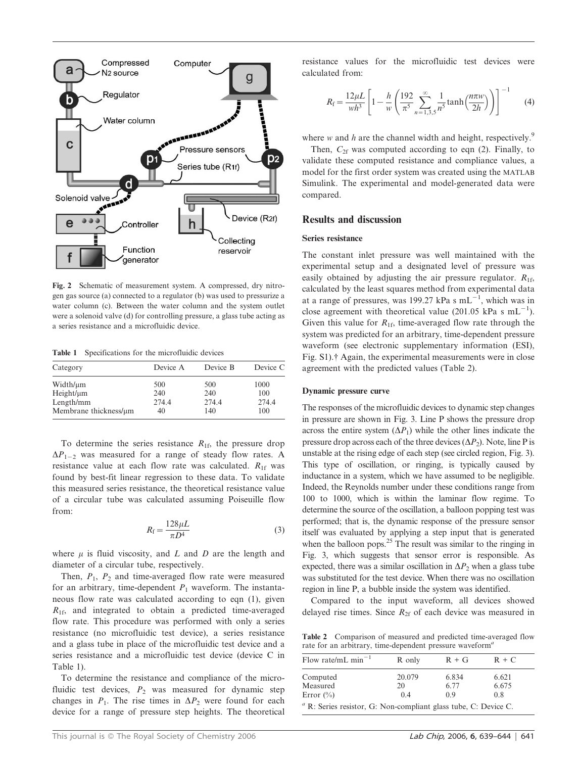Fig. 2 Schematic of measurement system. A compressed, dry nitrogen gas source (a) connected to a regulator (b) was used to pressurize a water column (c). Between the water column and the system outlet were a solenoid valve (d) for controlling pressure, a glass tube acting as a series resistance and a microfluidic device.

Table 1 Specifications for the microfluidic devices

| Category | Device A | Device B | Device C |
|---|---|---|---|
| Width/μm | 500 | 500 | 1000 |
| Height/μm | 240 | 240 | 100 |
| Length/mm | 274.4 | 274.4 | 274.4 |
| Membrane thickness/μm | 40 | 140 | 100 |

To determine the series resistance $R_{1f}$, the pressure drop $\Delta P_{1-2}$ was measured for a range of steady flow rates. A resistance value at each flow rate was calculated. $R_{1f}$ was found by best-fit linear regression to these data. To validate this measured series resistance, the theoretical resistance value of a circular tube was calculated assuming Poiseuille flow from:

$$R_f = \frac{128\mu L}{\pi D^4} \tag{3}$$

where $\mu$ is fluid viscosity, and $L$ and $D$ are the length and diameter of a circular tube, respectively.

Then, $P_1$, $P_2$ and time-averaged flow rate were measured for an arbitrary, time-dependent $P_1$ waveform. The instantaneous flow rate was calculated according to eqn (1), given $R_{1f}$, and integrated to obtain a predicted time-averaged flow rate. This procedure was performed with only a series resistance (no microfluidic test device), a series resistance and a glass tube in place of the microfluidic test device and a series resistance and a microfluidic test device (device C in Table 1).

To determine the resistance and compliance of the microfluidic test devices, $P_2$ was measured for dynamic step changes in $P_1$. The rise times in $\Delta P_2$ were found for each device for a range of pressure step heights. The theoretical resistance values for the microfluidic test devices were calculated from:

$$R_f = \frac{12\mu L}{wh^3}\left[1 - \frac{h}{w}\left(\frac{192}{\pi^5}\sum_{n=1,3,5}^{\infty}\frac{1}{n^5}\tanh\left(\frac{n\pi w}{2h}\right)\right)\right]^{-1} \tag{4}$$

where $w$ and $h$ are the channel width and height, respectively.[9]

Then, $C_{2f}$ was computed according to eqn (2). Finally, to validate these computed resistance and compliance values, a model for the first order system was created using the MATLAB Simulink. The experimental and model-generated data were compared.

## Results and discussion

### Series resistance

The constant inlet pressure was well maintained with the experimental setup and a designated level of pressure was easily obtained by adjusting the air pressure regulator. $R_{1f}$, calculated by the least squares method from experimental data at a range of pressures, was 199.27 kPa s $mL^{-1}$, which was in close agreement with theoretical value (201.05 kPa s $mL^{-1}$). Given this value for $R_{1f}$, time-averaged flow rate through the system was predicted for an arbitrary, time-dependent pressure waveform (see electronic supplementary information (ESI), Fig. S1).† Again, the experimental measurements were in close agreement with the predicted values (Table 2).

### Dynamic pressure curve

The responses of the microfluidic devices to dynamic step changes in pressure are shown in Fig. 3. Line P shows the pressure drop across the entire system ($\Delta P_1$) while the other lines indicate the pressure drop across each of the three devices ($\Delta P_2$). Note, line P is unstable at the rising edge of each step (see circled region, Fig. 3). This type of oscillation, or ringing, is typically caused by inductance in a system, which we have assumed to be negligible. Indeed, the Reynolds number under these conditions range from 100 to 1000, which is within the laminar flow regime. To determine the source of the oscillation, a balloon popping test was performed; that is, the dynamic response of the pressure sensor itself was evaluated by applying a step input that is generated when the balloon pops.[25] The result was similar to the ringing in Fig. 3, which suggests that sensor error is responsible. As expected, there was a similar oscillation in $\Delta P_2$ when a glass tube was substituted for the test device. When there was no oscillation region in line P, a bubble inside the system was identified.

Compared to the input waveform, all devices showed delayed rise times. Since $R_{2f}$ of each device was measured in

Table 2 Comparison of measured and predicted time-averaged flow rate for an arbitrary, time-dependent pressure waveform[a]

| Flow rate/mL $min^{-1}$ | R only | R + G | R + C |
|---|---|---|---|
| Computed | 20.079 | 6.834 | 6.621 |
| Measured | 20 | 6.77 | 6.675 |
| Error (%) | 0.4 | 0.9 | 0.8 |

[a] R: Series resistor, G: Non-compliant glass tube, C: Device C.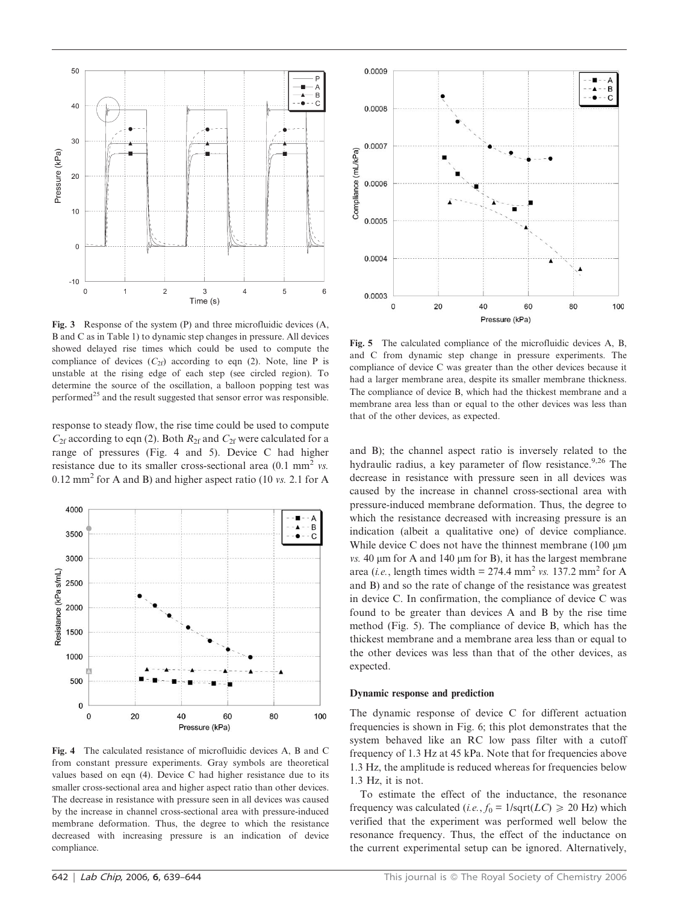Fig. 3 Response of the system (P) and three microfluidic devices (A, B and C as in Table 1) to dynamic step changes in pressure. All devices showed delayed rise times which could be used to compute the compliance of devices ($C_{2f}$) according to eqn (2). Note, line P is unstable at the rising edge of each step (see circled region). To determine the source of the oscillation, a balloon popping test was performed[25] and the result suggested that sensor error was responsible.

response to steady flow, the rise time could be used to compute $C_{2f}$ according to eqn (2). Both $R_{2f}$ and $C_{2f}$ were calculated for a range of pressures (Fig. 4 and 5). Device C had higher resistance due to its smaller cross-sectional area (0.1 mm$^2$ *vs.* 0.12 mm$^2$ for A and B) and higher aspect ratio (10 *vs.* 2.1 for A and B); the channel aspect ratio is inversely related to the hydraulic radius, a key parameter of flow resistance.[9,26] The decrease in resistance with pressure seen in all devices was caused by the increase in channel cross-sectional area with pressure-induced membrane deformation. Thus, the degree to which the resistance decreased with increasing pressure is an indication (albeit a qualitative one) of device compliance. While device C does not have the thinnest membrane (100 μm *vs.* 40 μm for A and 140 μm for B), it has the largest membrane area (*i.e.*, length times width = 274.4 mm$^2$ *vs.* 137.2 mm$^2$ for A and B) and so the rate of change of the resistance was greatest in device C. In confirmation, the compliance of device C was found to be greater than devices A and B by the rise time method (Fig. 5). The compliance of device B, which has the thickest membrane and a membrane area less than or equal to the other devices was less than that of the other devices, as expected.

Fig. 4 The calculated resistance of microfluidic devices A, B and C from constant pressure experiments. Gray symbols are theoretical values based on eqn (4). Device C had higher resistance due to its smaller cross-sectional area and higher aspect ratio than other devices. The decrease in resistance with pressure seen in all devices was caused by the increase in channel cross-sectional area with pressure-induced membrane deformation. Thus, the degree to which the resistance decreased with increasing pressure is an indication of device compliance.

Fig. 5 The calculated compliance of the microfluidic devices A, B, and C from dynamic step change in pressure experiments. The compliance of device C was greater than the other devices because it had a larger membrane area, despite its smaller membrane thickness. The compliance of device B, which had the thickest membrane and a membrane area less than or equal to the other devices was less than that of the other devices, as expected.

### Dynamic response and prediction

The dynamic response of device C for different actuation frequencies is shown in Fig. 6; this plot demonstrates that the system behaved like an RC low pass filter with a cutoff frequency of 1.3 Hz at 45 kPa. Note that for frequencies above 1.3 Hz, the amplitude is reduced whereas for frequencies below 1.3 Hz, it is not.

To estimate the effect of the inductance, the resonance frequency was calculated (*i.e.*, $f_0 = 1/\mathrm{sqrt}(LC) \geqslant 20$ Hz) which verified that the experiment was performed well below the resonance frequency. Thus, the effect of the inductance on the current experimental setup can be ignored. Alternatively,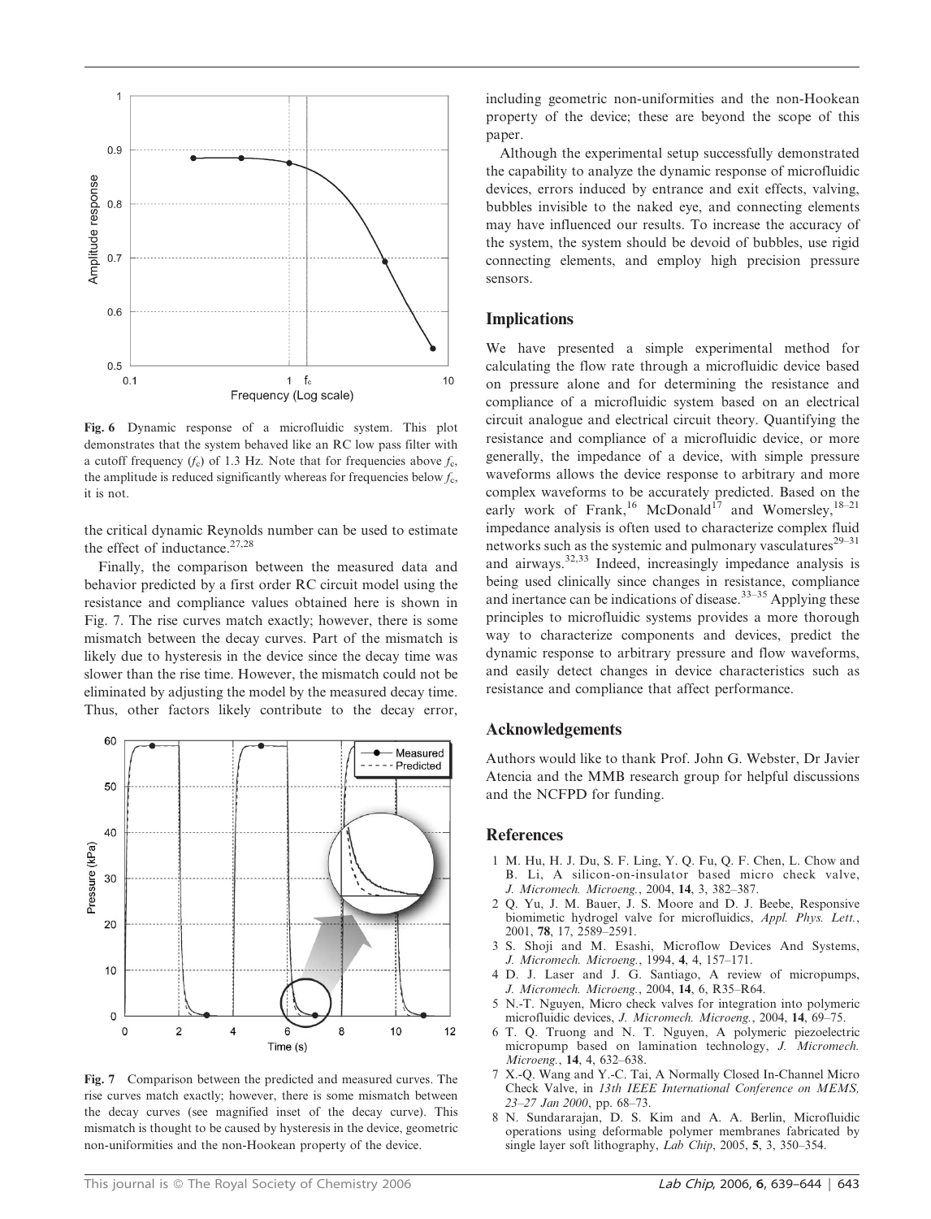**Fig. 6** Dynamic response of a microfluidic system. This plot demonstrates that the system behaved like an RC low pass filter with a cutoff frequency ($f_c$) of 1.3 Hz. Note that for frequencies above $f_c$, the amplitude is reduced significantly whereas for frequencies below $f_c$, it is not.

the critical dynamic Reynolds number can be used to estimate the effect of inductance.[27,28]

Finally, the comparison between the measured data and behavior predicted by a first order RC circuit model using the resistance and compliance values obtained here is shown in Fig. 7. The rise curves match exactly; however, there is some mismatch between the decay curves. Part of the mismatch is likely due to hysteresis in the device since the decay time was slower than the rise time. However, the mismatch could not be eliminated by adjusting the model by the measured decay time. Thus, other factors likely contribute to the decay error, including geometric non-uniformities and the non-Hookean property of the device; these are beyond the scope of this paper.

**Fig. 7** Comparison between the predicted and measured curves. The rise curves match exactly; however, there is some mismatch between the decay curves (see magnified inset of the decay curve). This mismatch is thought to be caused by hysteresis in the device, geometric non-uniformities and the non-Hookean property of the device.

Although the experimental setup successfully demonstrated the capability to analyze the dynamic response of microfluidic devices, errors induced by entrance and exit effects, valving, bubbles invisible to the naked eye, and connecting elements may have influenced our results. To increase the accuracy of the system, the system should be devoid of bubbles, use rigid connecting elements, and employ high precision pressure sensors.

## Implications

We have presented a simple experimental method for calculating the flow rate through a microfluidic device based on pressure alone and for determining the resistance and compliance of a microfluidic system based on an electrical circuit analogue and electrical circuit theory. Quantifying the resistance and compliance of a microfluidic device, or more generally, the impedance of a device, with simple pressure waveforms allows the device response to arbitrary and more complex waveforms to be accurately predicted. Based on the early work of Frank,[16] McDonald[17] and Womersley,[18–21] impedance analysis is often used to characterize complex fluid networks such as the systemic and pulmonary vasculatures[29–31] and airways.[32,33] Indeed, increasingly impedance analysis is being used clinically since changes in resistance, compliance and inertance can be indications of disease.[33–35] Applying these principles to microfluidic systems provides a more thorough way to characterize components and devices, predict the dynamic response to arbitrary pressure and flow waveforms, and easily detect changes in device characteristics such as resistance and compliance that affect performance.

## Acknowledgements

Authors would like to thank Prof. John G. Webster, Dr Javier Atencia and the MMB research group for helpful discussions and the NCFPD for funding.

## References

1. M. Hu, H. J. Du, S. F. Ling, Y. Q. Fu, Q. F. Chen, L. Chow and B. Li, A silicon-on-insulator based micro check valve, *J. Micromech. Microeng.*, 2004, **14**, 3, 382–387.
2. Q. Yu, J. M. Bauer, J. S. Moore and D. J. Beebe, Responsive biomimetic hydrogel valve for microfluidics, *Appl. Phys. Lett.*, 2001, **78**, 17, 2589–2591.
3. S. Shoji and M. Esashi, Microflow Devices And Systems, *J. Micromech. Microeng.*, 1994, **4**, 4, 157–171.
4. D. J. Laser and J. G. Santiago, A review of micropumps, *J. Micromech. Microeng.*, 2004, **14**, 6, R35–R64.
5. N.-T. Nguyen, Micro check valves for integration into polymeric microfluidic devices, *J. Micromech. Microeng.*, 2004, **14**, 69–75.
6. T. Q. Truong and N. T. Nguyen, A polymeric piezoelectric micropump based on lamination technology, *J. Micromech. Microeng.*, **14**, 4, 632–638.
7. X.-Q. Wang and Y.-C. Tai, A Normally Closed In-Channel Micro Check Valve, in *13th IEEE International Conference on MEMS, 23–27 Jan 2000*, pp. 68–73.
8. N. Sundararajan, D. S. Kim and A. A. Berlin, Microfluidic operations using deformable polymer membranes fabricated by single layer soft lithography, *Lab Chip*, 2005, **5**, 3, 350–354.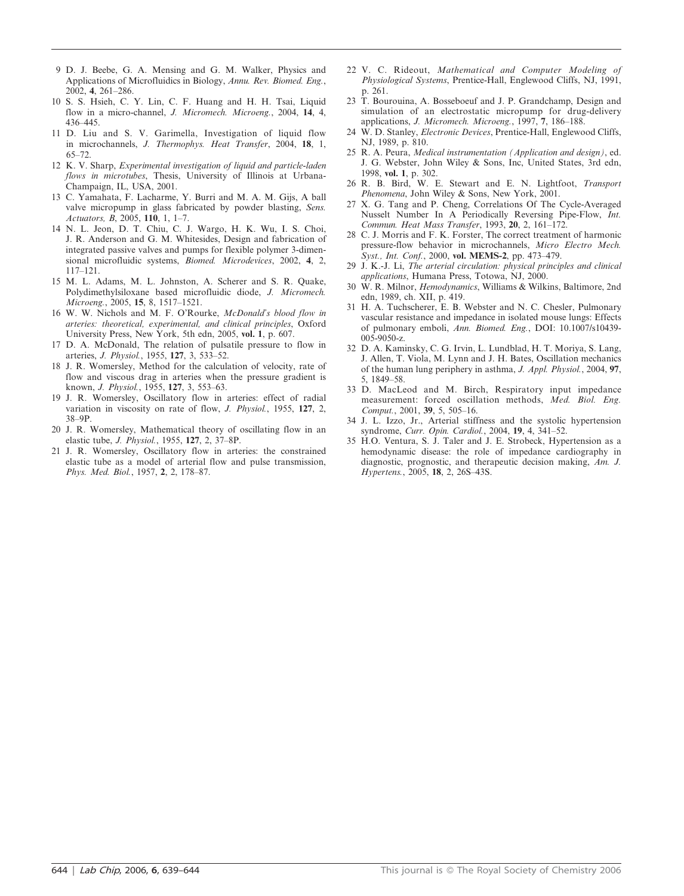9 D. J. Beebe, G. A. Mensing and G. M. Walker, Physics and Applications of Microfluidics in Biology, *Annu. Rev. Biomed. Eng.*, 2002, **4**, 261–286.

10 S. S. Hsieh, C. Y. Lin, C. F. Huang and H. H. Tsai, Liquid flow in a micro-channel, *J. Micromech. Microeng.*, 2004, **14**, 4, 436–445.

11 D. Liu and S. V. Garimella, Investigation of liquid flow in microchannels, *J. Thermophys. Heat Transfer*, 2004, **18**, 1, 65–72.

12 K. V. Sharp, *Experimental investigation of liquid and particle-laden flows in microtubes*, Thesis, University of Illinois at Urbana-Champaign, IL, USA, 2001.

13 C. Yamahata, F. Lacharme, Y. Burri and M. A. M. Gijs, A ball valve micropump in glass fabricated by powder blasting, *Sens. Actuators, B*, 2005, **110**, 1, 1–7.

14 N. L. Jeon, D. T. Chiu, C. J. Wargo, H. K. Wu, I. S. Choi, J. R. Anderson and G. M. Whitesides, Design and fabrication of integrated passive valves and pumps for flexible polymer 3-dimensional microfluidic systems, *Biomed. Microdevices*, 2002, **4**, 2, 117–121.

15 M. L. Adams, M. L. Johnston, A. Scherer and S. R. Quake, Polydimethylsiloxane based microfluidic diode, *J. Micromech. Microeng.*, 2005, **15**, 8, 1517–1521.

16 W. W. Nichols and M. F. O'Rourke, *McDonald's blood flow in arteries: theoretical, experimental, and clinical principles*, Oxford University Press, New York, 5th edn, 2005, **vol. 1**, p. 607.

17 D. A. McDonald, The relation of pulsatile pressure to flow in arteries, *J. Physiol.*, 1955, **127**, 3, 533–52.

18 J. R. Womersley, Method for the calculation of velocity, rate of flow and viscous drag in arteries when the pressure gradient is known, *J. Physiol.*, 1955, **127**, 3, 553–63.

19 J. R. Womersley, Oscillatory flow in arteries: effect of radial variation in viscosity on rate of flow, *J. Physiol.*, 1955, **127**, 2, 38–9P.

20 J. R. Womersley, Mathematical theory of oscillating flow in an elastic tube, *J. Physiol.*, 1955, **127**, 2, 37–8P.

21 J. R. Womersley, Oscillatory flow in arteries: the constrained elastic tube as a model of arterial flow and pulse transmission, *Phys. Med. Biol.*, 1957, **2**, 2, 178–87.

22 V. C. Rideout, *Mathematical and Computer Modeling of Physiological Systems*, Prentice-Hall, Englewood Cliffs, NJ, 1991, p. 261.

23 T. Bourouina, A. Bosseboeuf and J. P. Grandchamp, Design and simulation of an electrostatic micropump for drug-delivery applications, *J. Micromech. Microeng.*, 1997, **7**, 186–188.

24 W. D. Stanley, *Electronic Devices*, Prentice-Hall, Englewood Cliffs, NJ, 1989, p. 810.

25 R. A. Peura, *Medical instrumentation (Application and design)*, ed. J. G. Webster, John Wiley & Sons, Inc, United States, 3rd edn, 1998, **vol. 1**, p. 302.

26 R. B. Bird, W. E. Stewart and E. N. Lightfoot, *Transport Phenomena*, John Wiley & Sons, New York, 2001.

27 X. G. Tang and P. Cheng, Correlations Of The Cycle-Averaged Nusselt Number In A Periodically Reversing Pipe-Flow, *Int. Commun. Heat Mass Transfer*, 1993, **20**, 2, 161–172.

28 C. J. Morris and F. K. Forster, The correct treatment of harmonic pressure-flow behavior in microchannels, *Micro Electro Mech. Syst., Int. Conf.*, 2000, **vol. MEMS-2**, pp. 473–479.

29 J. K.-J. Li, *The arterial circulation: physical principles and clinical applications*, Humana Press, Totowa, NJ, 2000.

30 W. R. Milnor, *Hemodynamics*, Williams & Wilkins, Baltimore, 2nd edn, 1989, ch. XII, p. 419.

31 H. A. Tuchscherer, E. B. Webster and N. C. Chesler, Pulmonary vascular resistance and impedance in isolated mouse lungs: Effects of pulmonary emboli, *Ann. Biomed. Eng.*, DOI: 10.1007/s10439-005-9050-z.

32 D. A. Kaminsky, C. G. Irvin, L. Lundblad, H. T. Moriya, S. Lang, J. Allen, T. Viola, M. Lynn and J. H. Bates, Oscillation mechanics of the human lung periphery in asthma, *J. Appl. Physiol.*, 2004, **97**, 5, 1849–58.

33 D. MacLeod and M. Birch, Respiratory input impedance measurement: forced oscillation methods, *Med. Biol. Eng. Comput.*, 2001, **39**, 5, 505–16.

34 J. L. Izzo, Jr., Arterial stiffness and the systolic hypertension syndrome, *Curr. Opin. Cardiol.*, 2004, **19**, 4, 341–52.

35 H.O. Ventura, S. J. Taler and J. E. Strobeck, Hypertension as a hemodynamic disease: the role of impedance cardiography in diagnostic, prognostic, and therapeutic decision making, *Am. J. Hypertens.*, 2005, **18**, 2, 26S–43S.